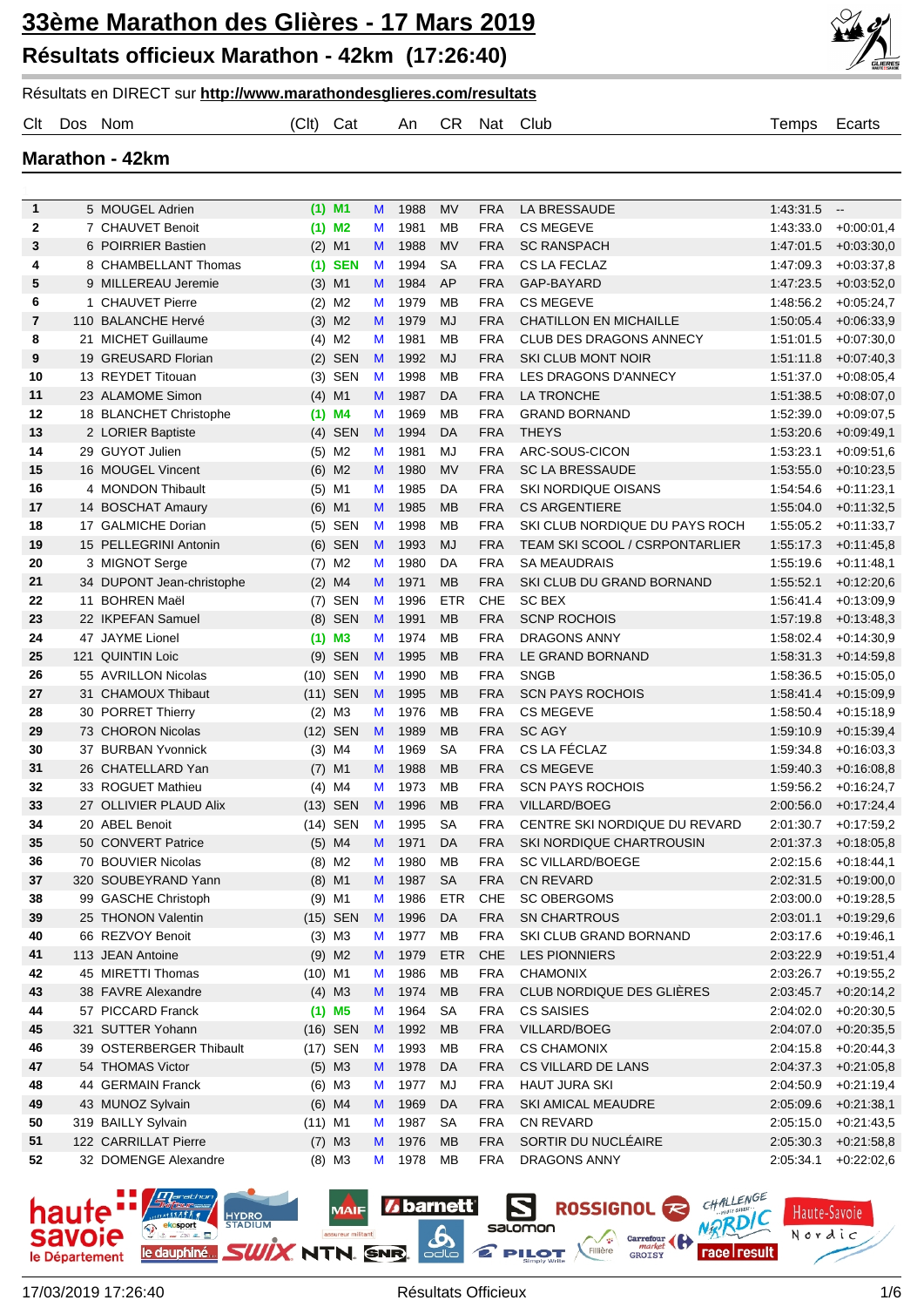# 33ème Marathon des Glières - 17 Mars 2019

## Résultats officieux Marathon - 42km (17:26:40)

Résultats en DIRECT sur **http://www.marathondesglieres.com/resultats**

### Marathon - 42km

| Clt | Dos | Nom | (Clt) | Cat | | An | CR | Nat | Club | Temps | Ecarts |
|---|---|---|---|---|---|---|---|---|---|---|---|
| 1 | 5 | MOUGEL Adrien | (1) | M1 | M | 1988 | MV | FRA | LA BRESSAUDE | 1:43:31.5 | -- |
| 2 | 7 | CHAUVET Benoit | (1) | M2 | M | 1981 | MB | FRA | CS MEGEVE | 1:43:33.0 | +0:00:01,4 |
| 3 | 6 | POIRRIER Bastien | (2) | M1 | M | 1988 | MV | FRA | SC RANSPACH | 1:47:01.5 | +0:03:30,0 |
| 4 | 8 | CHAMBELLANT Thomas | (1) | SEN | M | 1994 | SA | FRA | CS LA FECLAZ | 1:47:09.3 | +0:03:37,8 |
| 5 | 9 | MILLEREAU Jeremie | (3) | M1 | M | 1984 | AP | FRA | GAP-BAYARD | 1:47:23.5 | +0:03:52,0 |
| 6 | 1 | CHAUVET Pierre | (2) | M2 | M | 1979 | MB | FRA | CS MEGEVE | 1:48:56.2 | +0:05:24,7 |
| 7 | 110 | BALANCHE Hervé | (3) | M2 | M | 1979 | MJ | FRA | CHATILLON EN MICHAILLE | 1:50:05.4 | +0:06:33,9 |
| 8 | 21 | MICHET Guillaume | (4) | M2 | M | 1981 | MB | FRA | CLUB DES DRAGONS ANNECY | 1:51:01.5 | +0:07:30,0 |
| 9 | 19 | GREUSARD Florian | (2) | SEN | M | 1992 | MJ | FRA | SKI CLUB MONT NOIR | 1:51:11.8 | +0:07:40,3 |
| 10 | 13 | REYDET Titouan | (3) | SEN | M | 1998 | MB | FRA | LES DRAGONS D'ANNECY | 1:51:37.0 | +0:08:05,4 |
| 11 | 23 | ALAMOME Simon | (4) | M1 | M | 1987 | DA | FRA | LA TRONCHE | 1:51:38.5 | +0:08:07,0 |
| 12 | 18 | BLANCHET Christophe | (1) | M4 | M | 1969 | MB | FRA | GRAND BORNAND | 1:52:39.0 | +0:09:07,5 |
| 13 | 2 | LORIER Baptiste | (4) | SEN | M | 1994 | DA | FRA | THEYS | 1:53:20.6 | +0:09:49,1 |
| 14 | 29 | GUYOT Julien | (5) | M2 | M | 1981 | MJ | FRA | ARC-SOUS-CICON | 1:53:23.1 | +0:09:51,6 |
| 15 | 16 | MOUGEL Vincent | (6) | M2 | M | 1980 | MV | FRA | SC LA BRESSAUDE | 1:53:55.0 | +0:10:23,5 |
| 16 | 4 | MONDON Thibault | (5) | M1 | M | 1985 | DA | FRA | SKI NORDIQUE OISANS | 1:54:54.6 | +0:11:23,1 |
| 17 | 14 | BOSCHAT Amaury | (6) | M1 | M | 1985 | MB | FRA | CS ARGENTIERE | 1:55:04.0 | +0:11:32,5 |
| 18 | 17 | GALMICHE Dorian | (5) | SEN | M | 1998 | MB | FRA | SKI CLUB NORDIQUE DU PAYS ROCH | 1:55:05.2 | +0:11:33,7 |
| 19 | 15 | PELLEGRINI Antonin | (6) | SEN | M | 1993 | MJ | FRA | TEAM SKI SCOOL / CSRPONTARLIER | 1:55:17.3 | +0:11:45,8 |
| 20 | 3 | MIGNOT Serge | (7) | M2 | M | 1980 | DA | FRA | SA MEAUDRAIS | 1:55:19.6 | +0:11:48,1 |
| 21 | 34 | DUPONT Jean-christophe | (2) | M4 | M | 1971 | MB | FRA | SKI CLUB DU GRAND BORNAND | 1:55:52.1 | +0:12:20,6 |
| 22 | 11 | BOHREN Maël | (7) | SEN | M | 1996 | ETR | CHE | SC BEX | 1:56:41.4 | +0:13:09,9 |
| 23 | 22 | IKPEFAN Samuel | (8) | SEN | M | 1991 | MB | FRA | SCNP ROCHOIS | 1:57:19.8 | +0:13:48,3 |
| 24 | 47 | JAYME Lionel | (1) | M3 | M | 1974 | MB | FRA | DRAGONS ANNY | 1:58:02.4 | +0:14:30,9 |
| 25 | 121 | QUINTIN Loic | (9) | SEN | M | 1995 | MB | FRA | LE GRAND BORNAND | 1:58:31.3 | +0:14:59,8 |
| 26 | 55 | AVRILLON Nicolas | (10) | SEN | M | 1990 | MB | FRA | SNGB | 1:58:36.5 | +0:15:05,0 |
| 27 | 31 | CHAMOUX Thibaut | (11) | SEN | M | 1995 | MB | FRA | SCN PAYS ROCHOIS | 1:58:41.4 | +0:15:09,9 |
| 28 | 30 | PORRET Thierry | (2) | M3 | M | 1976 | MB | FRA | CS MEGEVE | 1:58:50.4 | +0:15:18,9 |
| 29 | 73 | CHORON Nicolas | (12) | SEN | M | 1989 | MB | FRA | SC AGY | 1:59:10.9 | +0:15:39,4 |
| 30 | 37 | BURBAN Yvonnick | (3) | M4 | M | 1969 | SA | FRA | CS LA FÉCLAZ | 1:59:34.8 | +0:16:03,3 |
| 31 | 26 | CHATELLARD Yan | (7) | M1 | M | 1988 | MB | FRA | CS MEGEVE | 1:59:40.3 | +0:16:08,8 |
| 32 | 33 | ROGUET Mathieu | (4) | M4 | M | 1973 | MB | FRA | SCN PAYS ROCHOIS | 1:59:56.2 | +0:16:24,7 |
| 33 | 27 | OLLIVIER PLAUD Alix | (13) | SEN | M | 1996 | MB | FRA | VILLARD/BOEG | 2:00:56.0 | +0:17:24,4 |
| 34 | 20 | ABEL Benoit | (14) | SEN | M | 1995 | SA | FRA | CENTRE SKI NORDIQUE DU REVARD | 2:01:30.7 | +0:17:59,2 |
| 35 | 50 | CONVERT Patrice | (5) | M4 | M | 1971 | DA | FRA | SKI NORDIQUE CHARTROUSIN | 2:01:37.3 | +0:18:05,8 |
| 36 | 70 | BOUVIER Nicolas | (8) | M2 | M | 1980 | MB | FRA | SC VILLARD/BOEGE | 2:02:15.6 | +0:18:44,1 |
| 37 | 320 | SOUBEYRAND Yann | (8) | M1 | M | 1987 | SA | FRA | CN REVARD | 2:02:31.5 | +0:19:00,0 |
| 38 | 99 | GASCHE Christoph | (9) | M1 | M | 1986 | ETR | CHE | SC OBERGOMS | 2:03:00.0 | +0:19:28,5 |
| 39 | 25 | THONON Valentin | (15) | SEN | M | 1996 | DA | FRA | SN CHARTROUS | 2:03:01.1 | +0:19:29,6 |
| 40 | 66 | REZVOY Benoit | (3) | M3 | M | 1977 | MB | FRA | SKI CLUB GRAND BORNAND | 2:03:17.6 | +0:19:46,1 |
| 41 | 113 | JEAN Antoine | (9) | M2 | M | 1979 | ETR | CHE | LES PIONNIERS | 2:03:22.9 | +0:19:51,4 |
| 42 | 45 | MIRETTI Thomas | (10) | M1 | M | 1986 | MB | FRA | CHAMONIX | 2:03:26.7 | +0:19:55,2 |
| 43 | 38 | FAVRE Alexandre | (4) | M3 | M | 1974 | MB | FRA | CLUB NORDIQUE DES GLIÈRES | 2:03:45.7 | +0:20:14,2 |
| 44 | 57 | PICCARD Franck | (1) | M5 | M | 1964 | SA | FRA | CS SAISIES | 2:04:02.0 | +0:20:30,5 |
| 45 | 321 | SUTTER Yohann | (16) | SEN | M | 1992 | MB | FRA | VILLARD/BOEG | 2:04:07.0 | +0:20:35,5 |
| 46 | 39 | OSTERBERGER Thibault | (17) | SEN | M | 1993 | MB | FRA | CS CHAMONIX | 2:04:15.8 | +0:20:44,3 |
| 47 | 54 | THOMAS Victor | (5) | M3 | M | 1978 | DA | FRA | CS VILLARD DE LANS | 2:04:37.3 | +0:21:05,8 |
| 48 | 44 | GERMAIN Franck | (6) | M3 | M | 1977 | MJ | FRA | HAUT JURA SKI | 2:04:50.9 | +0:21:19,4 |
| 49 | 43 | MUNOZ Sylvain | (6) | M4 | M | 1969 | DA | FRA | SKI AMICAL MEAUDRE | 2:05:09.6 | +0:21:38,1 |
| 50 | 319 | BAILLY Sylvain | (11) | M1 | M | 1987 | SA | FRA | CN REVARD | 2:05:15.0 | +0:21:43,5 |
| 51 | 122 | CARRILLAT Pierre | (7) | M3 | M | 1976 | MB | FRA | SORTIR DU NUCLÉAIRE | 2:05:30.3 | +0:21:58,8 |
| 52 | 32 | DOMENGE Alexandre | (8) | M3 | M | 1978 | MB | FRA | DRAGONS ANNY | 2:05:34.1 | +0:22:02,6 |

17/03/2019 17:26:40 — Résultats Officiels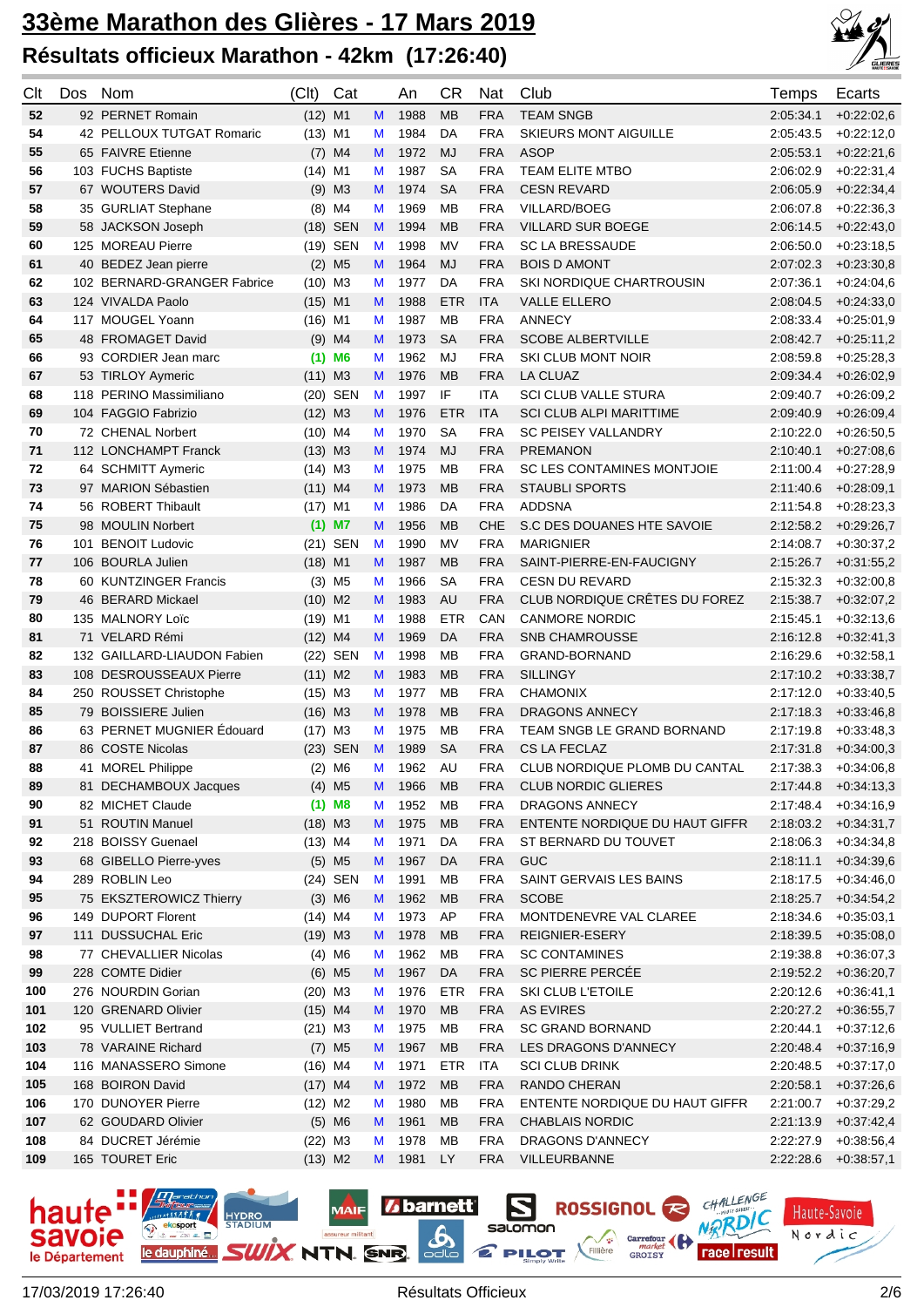# 33ème Marathon des Glières - 17 Mars 2019

## Résultats officieux Marathon - 42km (17:26:40)

| Clt | Dos | Nom | (Clt) | Cat | | An | CR | Nat | Club | Temps | Ecarts |
|---|---|---|---|---|---|---|---|---|---|---|---|
| 52 | 92 | PERNET Romain | (12) | M1 | M | 1988 | MB | FRA | TEAM SNGB | 2:05:34.1 | +0:22:02,6 |
| 54 | 42 | PELLOUX TUTGAT Romaric | (13) | M1 | M | 1984 | DA | FRA | SKIEURS MONT AIGUILLE | 2:05:43.5 | +0:22:12,0 |
| 55 | 65 | FAIVRE Etienne | (7) | M4 | M | 1972 | MJ | FRA | ASOP | 2:05:53.1 | +0:22:21,6 |
| 56 | 103 | FUCHS Baptiste | (14) | M1 | M | 1987 | SA | FRA | TEAM ELITE MTBO | 2:06:02.9 | +0:22:31,4 |
| 57 | 67 | WOUTERS David | (9) | M3 | M | 1974 | SA | FRA | CESN REVARD | 2:06:05.9 | +0:22:34,4 |
| 58 | 35 | GURLIAT Stephane | (8) | M4 | M | 1969 | MB | FRA | VILLARD/BOEG | 2:06:07.8 | +0:22:36,3 |
| 59 | 58 | JACKSON Joseph | (18) | SEN | M | 1994 | MB | FRA | VILLARD SUR BOEGE | 2:06:14.5 | +0:22:43,0 |
| 60 | 125 | MOREAU Pierre | (19) | SEN | M | 1998 | MV | FRA | SC LA BRESSAUDE | 2:06:50.0 | +0:23:18,5 |
| 61 | 40 | BEDEZ Jean pierre | (2) | M5 | M | 1964 | MJ | FRA | BOIS D AMONT | 2:07:02.3 | +0:23:30,8 |
| 62 | 102 | BERNARD-GRANGER Fabrice | (10) | M3 | M | 1977 | DA | FRA | SKI NORDIQUE CHARTROUSIN | 2:07:36.1 | +0:24:04,6 |
| 63 | 124 | VIVALDA Paolo | (15) | M1 | M | 1988 | ETR | ITA | VALLE ELLERO | 2:08:04.5 | +0:24:33,0 |
| 64 | 117 | MOUGEL Yoann | (16) | M1 | M | 1987 | MB | FRA | ANNECY | 2:08:33.4 | +0:25:01,9 |
| 65 | 48 | FROMAGET David | (9) | M4 | M | 1973 | SA | FRA | SCOBE ALBERTVILLE | 2:08:42.7 | +0:25:11,2 |
| 66 | 93 | CORDIER Jean marc | **(1)** | **M6** | M | 1962 | MJ | FRA | SKI CLUB MONT NOIR | 2:08:59.8 | +0:25:28,3 |
| 67 | 53 | TIRLOY Aymeric | (11) | M3 | M | 1976 | MB | FRA | LA CLUAZ | 2:09:34.4 | +0:26:02,9 |
| 68 | 118 | PERINO Massimiliano | (20) | SEN | M | 1997 | IF | ITA | SCI CLUB VALLE STURA | 2:09:40.7 | +0:26:09,2 |
| 69 | 104 | FAGGIO Fabrizio | (12) | M3 | M | 1976 | ETR | ITA | SCI CLUB ALPI MARITTIME | 2:09:40.9 | +0:26:09,4 |
| 70 | 72 | CHENAL Norbert | (10) | M4 | M | 1970 | SA | FRA | SC PEISEY VALLANDRY | 2:10:22.0 | +0:26:50,5 |
| 71 | 112 | LONCHAMPT Franck | (13) | M3 | M | 1974 | MJ | FRA | PREMANON | 2:10:40.1 | +0:27:08,6 |
| 72 | 64 | SCHMITT Aymeric | (14) | M3 | M | 1975 | MB | FRA | SC LES CONTAMINES MONTJOIE | 2:11:00.4 | +0:27:28,9 |
| 73 | 97 | MARION Sébastien | (11) | M4 | M | 1973 | MB | FRA | STAUBLI SPORTS | 2:11:40.6 | +0:28:09,1 |
| 74 | 56 | ROBERT Thibault | (17) | M1 | M | 1986 | DA | FRA | ADDSNA | 2:11:54.8 | +0:28:23,3 |
| 75 | 98 | MOULIN Norbert | **(1)** | **M7** | M | 1956 | MB | CHE | S.C DES DOUANES HTE SAVOIE | 2:12:58.2 | +0:29:26,7 |
| 76 | 101 | BENOIT Ludovic | (21) | SEN | M | 1990 | MV | FRA | MARIGNIER | 2:14:08.7 | +0:30:37,2 |
| 77 | 106 | BOURLA Julien | (18) | M1 | M | 1987 | MB | FRA | SAINT-PIERRE-EN-FAUCIGNY | 2:15:26.7 | +0:31:55,2 |
| 78 | 60 | KUNTZINGER Francis | (3) | M5 | M | 1966 | SA | FRA | CESN DU REVARD | 2:15:32.3 | +0:32:00,8 |
| 79 | 46 | BERARD Mickael | (10) | M2 | M | 1983 | AU | FRA | CLUB NORDIQUE CRÊTES DU FOREZ | 2:15:38.7 | +0:32:07,2 |
| 80 | 135 | MALNORY Loïc | (19) | M1 | M | 1988 | ETR | CAN | CANMORE NORDIC | 2:15:45.1 | +0:32:13,6 |
| 81 | 71 | VELARD Rémi | (12) | M4 | M | 1969 | DA | FRA | SNB CHAMROUSSE | 2:16:12.8 | +0:32:41,3 |
| 82 | 132 | GAILLARD-LIAUDON Fabien | (22) | SEN | M | 1998 | MB | FRA | GRAND-BORNAND | 2:16:29.6 | +0:32:58,1 |
| 83 | 108 | DESROUSSEAUX Pierre | (11) | M2 | M | 1983 | MB | FRA | SILLINGY | 2:17:10.2 | +0:33:38,7 |
| 84 | 250 | ROUSSET Christophe | (15) | M3 | M | 1977 | MB | FRA | CHAMONIX | 2:17:12.0 | +0:33:40,5 |
| 85 | 79 | BOISSIERE Julien | (16) | M3 | M | 1978 | MB | FRA | DRAGONS ANNECY | 2:17:18.3 | +0:33:46,8 |
| 86 | 63 | PERNET MUGNIER Édouard | (17) | M3 | M | 1975 | MB | FRA | TEAM SNGB LE GRAND BORNAND | 2:17:19.8 | +0:33:48,3 |
| 87 | 86 | COSTE Nicolas | (23) | SEN | M | 1989 | SA | FRA | CS LA FECLAZ | 2:17:31.8 | +0:34:00,3 |
| 88 | 41 | MOREL Philippe | (2) | M6 | M | 1962 | AU | FRA | CLUB NORDIQUE PLOMB DU CANTAL | 2:17:38.3 | +0:34:06,8 |
| 89 | 81 | DECHAMBOUX Jacques | (4) | M5 | M | 1966 | MB | FRA | CLUB NORDIC GLIERES | 2:17:44.8 | +0:34:13,3 |
| 90 | 82 | MICHET Claude | **(1)** | **M8** | M | 1952 | MB | FRA | DRAGONS ANNECY | 2:17:48.4 | +0:34:16,9 |
| 91 | 51 | ROUTIN Manuel | (18) | M3 | M | 1975 | MB | FRA | ENTENTE NORDIQUE DU HAUT GIFFR | 2:18:03.2 | +0:34:31,7 |
| 92 | 218 | BOISSY Guenael | (13) | M4 | M | 1971 | DA | FRA | ST BERNARD DU TOUVET | 2:18:06.3 | +0:34:34,8 |
| 93 | 68 | GIBELLO Pierre-yves | (5) | M5 | M | 1967 | DA | FRA | GUC | 2:18:11.1 | +0:34:39,6 |
| 94 | 289 | ROBLIN Leo | (24) | SEN | M | 1991 | MB | FRA | SAINT GERVAIS LES BAINS | 2:18:17.5 | +0:34:46,0 |
| 95 | 75 | EKSZTEROWICZ Thierry | (3) | M6 | M | 1962 | MB | FRA | SCOBE | 2:18:25.7 | +0:34:54,2 |
| 96 | 149 | DUPORT Florent | (14) | M4 | M | 1973 | AP | FRA | MONTDENEVRE VAL CLAREE | 2:18:34.6 | +0:35:03,1 |
| 97 | 111 | DUSSUCHAL Eric | (19) | M3 | M | 1978 | MB | FRA | REIGNIER-ESERY | 2:18:39.5 | +0:35:08,0 |
| 98 | 77 | CHEVALLIER Nicolas | (4) | M6 | M | 1962 | MB | FRA | SC CONTAMINES | 2:19:38.8 | +0:36:07,3 |
| 99 | 228 | COMTE Didier | (6) | M5 | M | 1967 | DA | FRA | SC PIERRE PERCÉE | 2:19:52.2 | +0:36:20,7 |
| 100 | 276 | NOURDIN Gorian | (20) | M3 | M | 1976 | ETR | FRA | SKI CLUB L'ETOILE | 2:20:12.6 | +0:36:41,1 |
| 101 | 120 | GRENARD Olivier | (15) | M4 | M | 1970 | MB | FRA | AS EVIRES | 2:20:27.2 | +0:36:55,7 |
| 102 | 95 | VULLIET Bertrand | (21) | M3 | M | 1975 | MB | FRA | SC GRAND BORNAND | 2:20:44.1 | +0:37:12,6 |
| 103 | 78 | VARAINE Richard | (7) | M5 | M | 1967 | MB | FRA | LES DRAGONS D'ANNECY | 2:20:48.4 | +0:37:16,9 |
| 104 | 116 | MANASSERO Simone | (16) | M4 | M | 1971 | ETR | ITA | SCI CLUB DRINK | 2:20:48.5 | +0:37:17,0 |
| 105 | 168 | BOIRON David | (17) | M4 | M | 1972 | MB | FRA | RANDO CHERAN | 2:20:58.1 | +0:37:26,6 |
| 106 | 170 | DUNOYER Pierre | (12) | M2 | M | 1980 | MB | FRA | ENTENTE NORDIQUE DU HAUT GIFFR | 2:21:00.7 | +0:37:29,2 |
| 107 | 62 | GOUDARD Olivier | (5) | M6 | M | 1961 | MB | FRA | CHABLAIS NORDIC | 2:21:13.9 | +0:37:42,4 |
| 108 | 84 | DUCRET Jérémie | (22) | M3 | M | 1978 | MB | FRA | DRAGONS D'ANNECY | 2:22:27.9 | +0:38:56,4 |
| 109 | 165 | TOURET Eric | (13) | M2 | M | 1981 | LY | FRA | VILLEURBANNE | 2:22:28.6 | +0:38:57,1 |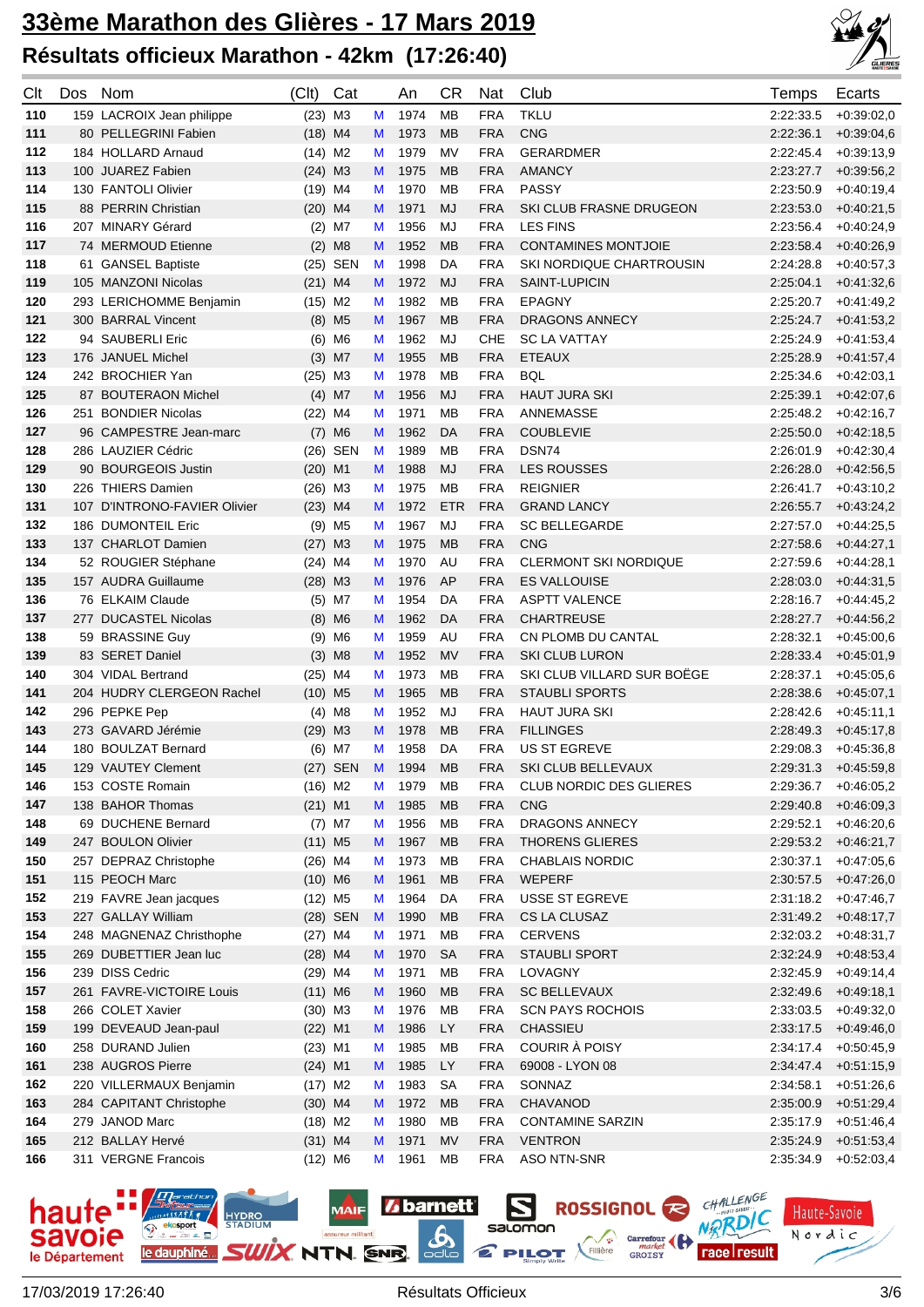# 33ème Marathon des Glières - 17 Mars 2019

## Résultats officieux Marathon - 42km (17:26:40)

| Clt | Dos | Nom | (Clt) | Cat | | An | CR | Nat | Club | Temps | Ecarts |
|---|---|---|---|---|---|---|---|---|---|---|---|
| 110 | 159 | LACROIX Jean philippe | (23) | M3 | M | 1974 | MB | FRA | TKLU | 2:22:33.5 | +0:39:02,0 |
| 111 | 80 | PELLEGRINI Fabien | (18) | M4 | M | 1973 | MB | FRA | CNG | 2:22:36.1 | +0:39:04,6 |
| 112 | 184 | HOLLARD Arnaud | (14) | M2 | M | 1979 | MV | FRA | GERARDMER | 2:22:45.4 | +0:39:13,9 |
| 113 | 100 | JUAREZ Fabien | (24) | M3 | M | 1975 | MB | FRA | AMANCY | 2:23:27.7 | +0:39:56,2 |
| 114 | 130 | FANTOLI Olivier | (19) | M4 | M | 1970 | MB | FRA | PASSY | 2:23:50.9 | +0:40:19,4 |
| 115 | 88 | PERRIN Christian | (20) | M4 | M | 1971 | MJ | FRA | SKI CLUB FRASNE DRUGEON | 2:23:53.0 | +0:40:21,5 |
| 116 | 207 | MINARY Gérard | (2) | M7 | M | 1956 | MJ | FRA | LES FINS | 2:23:56.4 | +0:40:24,9 |
| 117 | 74 | MERMOUD Etienne | (2) | M8 | M | 1952 | MB | FRA | CONTAMINES MONTJOIE | 2:23:58.4 | +0:40:26,9 |
| 118 | 61 | GANSEL Baptiste | (25) | SEN | M | 1998 | DA | FRA | SKI NORDIQUE CHARTROUSIN | 2:24:28.8 | +0:40:57,3 |
| 119 | 105 | MANZONI Nicolas | (21) | M4 | M | 1972 | MJ | FRA | SAINT-LUPICIN | 2:25:04.1 | +0:41:32,6 |
| 120 | 293 | LERICHOMME Benjamin | (15) | M2 | M | 1982 | MB | FRA | EPAGNY | 2:25:20.7 | +0:41:49,2 |
| 121 | 300 | BARRAL Vincent | (8) | M5 | M | 1967 | MB | FRA | DRAGONS ANNECY | 2:25:24.7 | +0:41:53,2 |
| 122 | 94 | SAUBERLI Eric | (6) | M6 | M | 1962 | MJ | CHE | SC LA VATTAY | 2:25:24.9 | +0:41:53,4 |
| 123 | 176 | JANUEL Michel | (3) | M7 | M | 1955 | MB | FRA | ETEAUX | 2:25:28.9 | +0:41:57,4 |
| 124 | 242 | BROCHIER Yan | (25) | M3 | M | 1978 | MB | FRA | BQL | 2:25:34.6 | +0:42:03,1 |
| 125 | 87 | BOUTERAON Michel | (4) | M7 | M | 1956 | MJ | FRA | HAUT JURA SKI | 2:25:39.1 | +0:42:07,6 |
| 126 | 251 | BONDIER Nicolas | (22) | M4 | M | 1971 | MB | FRA | ANNEMASSE | 2:25:48.2 | +0:42:16,7 |
| 127 | 96 | CAMPESTRE Jean-marc | (7) | M6 | M | 1962 | DA | FRA | COUBLEVIE | 2:25:50.0 | +0:42:18,5 |
| 128 | 286 | LAUZIER Cédric | (26) | SEN | M | 1989 | MB | FRA | DSN74 | 2:26:01.9 | +0:42:30,4 |
| 129 | 90 | BOURGEOIS Justin | (20) | M1 | M | 1988 | MJ | FRA | LES ROUSSES | 2:26:28.0 | +0:42:56,5 |
| 130 | 226 | THIERS Damien | (26) | M3 | M | 1975 | MB | FRA | REIGNIER | 2:26:41.7 | +0:43:10,2 |
| 131 | 107 | D'INTRONO-FAVIER Olivier | (23) | M4 | M | 1972 | ETR | FRA | GRAND LANCY | 2:26:55.7 | +0:43:24,2 |
| 132 | 186 | DUMONTEIL Eric | (9) | M5 | M | 1967 | MJ | FRA | SC BELLEGARDE | 2:27:57.0 | +0:44:25,5 |
| 133 | 137 | CHARLOT Damien | (27) | M3 | M | 1975 | MB | FRA | CNG | 2:27:58.6 | +0:44:27,1 |
| 134 | 52 | ROUGIER Stéphane | (24) | M4 | M | 1970 | AU | FRA | CLERMONT SKI NORDIQUE | 2:27:59.6 | +0:44:28,1 |
| 135 | 157 | AUDRA Guillaume | (28) | M3 | M | 1976 | AP | FRA | ES VALLOUISE | 2:28:03.0 | +0:44:31,5 |
| 136 | 76 | ELKAIM Claude | (5) | M7 | M | 1954 | DA | FRA | ASPTT VALENCE | 2:28:16.7 | +0:44:45,2 |
| 137 | 277 | DUCASTEL Nicolas | (8) | M6 | M | 1962 | DA | FRA | CHARTREUSE | 2:28:27.7 | +0:44:56,2 |
| 138 | 59 | BRASSINE Guy | (9) | M6 | M | 1959 | AU | FRA | CN PLOMB DU CANTAL | 2:28:32.1 | +0:45:00,6 |
| 139 | 83 | SERET Daniel | (3) | M8 | M | 1952 | MV | FRA | SKI CLUB LURON | 2:28:33.4 | +0:45:01,9 |
| 140 | 304 | VIDAL Bertrand | (25) | M4 | M | 1973 | MB | FRA | SKI CLUB VILLARD SUR BOËGE | 2:28:37.1 | +0:45:05,6 |
| 141 | 204 | HUDRY CLERGEON Rachel | (10) | M5 | M | 1965 | MB | FRA | STAUBLI SPORTS | 2:28:38.6 | +0:45:07,1 |
| 142 | 296 | PEPKE Pep | (4) | M8 | M | 1952 | MJ | FRA | HAUT JURA SKI | 2:28:42.6 | +0:45:11,1 |
| 143 | 273 | GAVARD Jérémie | (29) | M3 | M | 1978 | MB | FRA | FILLINGES | 2:28:49.3 | +0:45:17,8 |
| 144 | 180 | BOULZAT Bernard | (6) | M7 | M | 1958 | DA | FRA | US ST EGREVE | 2:29:08.3 | +0:45:36,8 |
| 145 | 129 | VAUTEY Clement | (27) | SEN | M | 1994 | MB | FRA | SKI CLUB BELLEVAUX | 2:29:31.3 | +0:45:59,8 |
| 146 | 153 | COSTE Romain | (16) | M2 | M | 1979 | MB | FRA | CLUB NORDIC DES GLIERES | 2:29:36.7 | +0:46:05,2 |
| 147 | 138 | BAHOR Thomas | (21) | M1 | M | 1985 | MB | FRA | CNG | 2:29:40.8 | +0:46:09,3 |
| 148 | 69 | DUCHENE Bernard | (7) | M7 | M | 1956 | MB | FRA | DRAGONS ANNECY | 2:29:52.1 | +0:46:20,6 |
| 149 | 247 | BOULON Olivier | (11) | M5 | M | 1967 | MB | FRA | THORENS GLIERES | 2:29:53.2 | +0:46:21,7 |
| 150 | 257 | DEPRAZ Christophe | (26) | M4 | M | 1973 | MB | FRA | CHABLAIS NORDIC | 2:30:37.1 | +0:47:05,6 |
| 151 | 115 | PEOCH Marc | (10) | M6 | M | 1961 | MB | FRA | WEPERF | 2:30:57.5 | +0:47:26,0 |
| 152 | 219 | FAVRE Jean jacques | (12) | M5 | M | 1964 | DA | FRA | USSE ST EGREVE | 2:31:18.2 | +0:47:46,7 |
| 153 | 227 | GALLAY William | (28) | SEN | M | 1990 | MB | FRA | CS LA CLUSAZ | 2:31:49.2 | +0:48:17,7 |
| 154 | 248 | MAGNENAZ Christhophe | (27) | M4 | M | 1971 | MB | FRA | CERVENS | 2:32:03.2 | +0:48:31,7 |
| 155 | 269 | DUBETTIER Jean luc | (28) | M4 | M | 1970 | SA | FRA | STAUBLI SPORT | 2:32:24.9 | +0:48:53,4 |
| 156 | 239 | DISS Cedric | (29) | M4 | M | 1971 | MB | FRA | LOVAGNY | 2:32:45.9 | +0:49:14,4 |
| 157 | 261 | FAVRE-VICTOIRE Louis | (11) | M6 | M | 1960 | MB | FRA | SC BELLEVAUX | 2:32:49.6 | +0:49:18,1 |
| 158 | 266 | COLET Xavier | (30) | M3 | M | 1976 | MB | FRA | SCN PAYS ROCHOIS | 2:33:03.5 | +0:49:32,0 |
| 159 | 199 | DEVEAUD Jean-paul | (22) | M1 | M | 1986 | LY | FRA | CHASSIEU | 2:33:17.5 | +0:49:46,0 |
| 160 | 258 | DURAND Julien | (23) | M1 | M | 1985 | MB | FRA | COURIR À POISY | 2:34:17.4 | +0:50:45,9 |
| 161 | 238 | AUGROS Pierre | (24) | M1 | M | 1985 | LY | FRA | 69008 - LYON 08 | 2:34:47.4 | +0:51:15,9 |
| 162 | 220 | VILLERMAUX Benjamin | (17) | M2 | M | 1983 | SA | FRA | SONNAZ | 2:34:58.1 | +0:51:26,6 |
| 163 | 284 | CAPITANT Christophe | (30) | M4 | M | 1972 | MB | FRA | CHAVANOD | 2:35:00.9 | +0:51:29,4 |
| 164 | 279 | JANOD Marc | (18) | M2 | M | 1980 | MB | FRA | CONTAMINE SARZIN | 2:35:17.9 | +0:51:46,4 |
| 165 | 212 | BALLAY Hervé | (31) | M4 | M | 1971 | MV | FRA | VENTRON | 2:35:24.9 | +0:51:53,4 |
| 166 | 311 | VERGNE Francois | (12) | M6 | M | 1961 | MB | FRA | ASO NTN-SNR | 2:35:34.9 | +0:52:03,4 |

17/03/2019 17:26:40 Résultats Officieux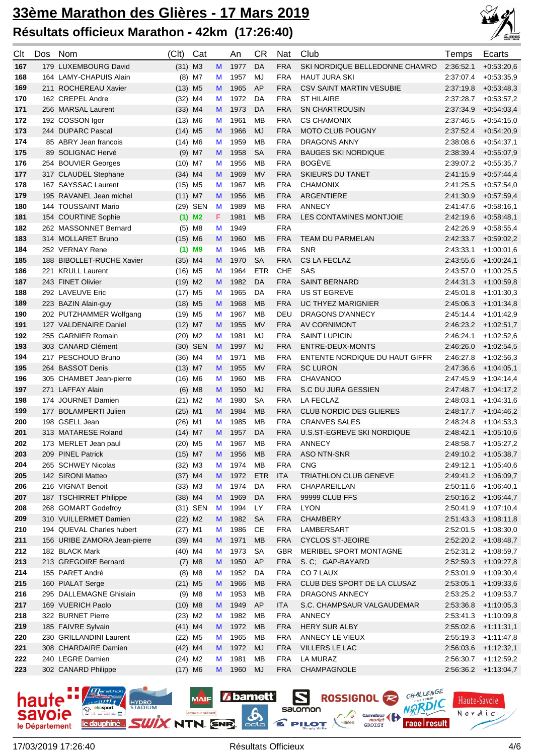# 33ème Marathon des Glières - 17 Mars 2019

## Résultats officieux Marathon - 42km (17:26:40)

| Clt | Dos | Nom | (Clt) | Cat | | An | CR | Nat | Club | Temps | Ecarts |
|---|---|---|---|---|---|---|---|---|---|---|---|
| 167 | 179 | LUXEMBOURG David | (31) | M3 | M | 1977 | DA | FRA | SKI NORDIQUE BELLEDONNE CHAMRO | 2:36:52.1 | +0:53:20,6 |
| 168 | 164 | LAMY-CHAPUIS Alain | (8) | M7 | M | 1957 | MJ | FRA | HAUT JURA SKI | 2:37:07.4 | +0:53:35,9 |
| 169 | 211 | ROCHEREAU Xavier | (13) | M5 | M | 1965 | AP | FRA | CSV SAINT MARTIN VESUBIE | 2:37:19.8 | +0:53:48,3 |
| 170 | 162 | CREPEL Andre | (32) | M4 | M | 1972 | DA | FRA | ST HILAIRE | 2:37:28.7 | +0:53:57,2 |
| 171 | 256 | MARSAL Laurent | (33) | M4 | M | 1973 | DA | FRA | SN CHARTROUSIN | 2:37:34.9 | +0:54:03,4 |
| 172 | 192 | COSSON Igor | (13) | M6 | M | 1961 | MB | FRA | CS CHAMONIX | 2:37:46.5 | +0:54:15,0 |
| 173 | 244 | DUPARC Pascal | (14) | M5 | M | 1966 | MJ | FRA | MOTO CLUB POUGNY | 2:37:52.4 | +0:54:20,9 |
| 174 | 85 | ABRY Jean francois | (14) | M6 | M | 1959 | MB | FRA | DRAGONS ANNY | 2:38:08.6 | +0:54:37,1 |
| 175 | 89 | SOLIGNAC Hervé | (9) | M7 | M | 1958 | SA | FRA | BAUGES SKI NORDIQUE | 2:38:39.4 | +0:55:07,9 |
| 176 | 254 | BOUVIER Georges | (10) | M7 | M | 1956 | MB | FRA | BOGÈVE | 2:39:07.2 | +0:55:35,7 |
| 177 | 317 | CLAUDEL Stephane | (34) | M4 | M | 1969 | MV | FRA | SKIEURS DU TANET | 2:41:15.9 | +0:57:44,4 |
| 178 | 167 | SAYSSAC Laurent | (15) | M5 | M | 1967 | MB | FRA | CHAMONIX | 2:41:25.5 | +0:57:54,0 |
| 179 | 195 | RAVANEL Jean michel | (11) | M7 | M | 1956 | MB | FRA | ARGENTIERE | 2:41:30.9 | +0:57:59,4 |
| 180 | 144 | TOUSSAINT Mario | (29) | SEN | M | 1989 | MB | FRA | ANNECY | 2:41:47.6 | +0:58:16,1 |
| 181 | 154 | COURTINE Sophie | **(1)** | **M2** | F | 1981 | MB | FRA | LES CONTAMINES MONTJOIE | 2:42:19.6 | +0:58:48,1 |
| 182 | 262 | MASSONNET Bernard | (5) | M8 | M | 1949 | | FRA | | 2:42:26.9 | +0:58:55,4 |
| 183 | 314 | MOLLARET Bruno | (15) | M6 | M | 1960 | MB | FRA | TEAM DU PARMELAN | 2:42:33.7 | +0:59:02,2 |
| 184 | 252 | VERNAY Rene | **(1)** | **M9** | M | 1946 | MB | FRA | SNR | 2:43:33.1 | +1:00:01,6 |
| 185 | 188 | BIBOLLET-RUCHE Xavier | (35) | M4 | M | 1970 | SA | FRA | CS LA FECLAZ | 2:43:55.6 | +1:00:24,1 |
| 186 | 221 | KRULL Laurent | (16) | M5 | M | 1964 | ETR | CHE | SAS | 2:43:57.0 | +1:00:25,5 |
| 187 | 243 | FINET Olivier | (19) | M2 | M | 1982 | DA | FRA | SAINT BERNARD | 2:44:31.3 | +1:00:59,8 |
| 188 | 292 | LAVEUVE Eric | (17) | M5 | M | 1965 | DA | FRA | US ST EGREVE | 2:45:01.8 | +1:01:30,3 |
| 189 | 223 | BAZIN Alain-guy | (18) | M5 | M | 1968 | MB | FRA | UC THYEZ MARIGNIER | 2:45:06.3 | +1:01:34,8 |
| 190 | 202 | PUTZHAMMER Wolfgang | (19) | M5 | M | 1967 | MB | DEU | DRAGONS D'ANNECY | 2:45:14.4 | +1:01:42,9 |
| 191 | 127 | VALDENAIRE Daniel | (12) | M7 | M | 1955 | MV | FRA | AV CORNIMONT | 2:46:23.2 | +1:02:51,7 |
| 192 | 255 | GARNIER Romain | (20) | M2 | M | 1981 | MJ | FRA | SAINT LUPICIN | 2:46:24.1 | +1:02:52,6 |
| 193 | 303 | CANARD Clément | (30) | SEN | M | 1997 | MJ | FRA | ENTRE-DEUX-MONTS | 2:46:26.0 | +1:02:54,5 |
| 194 | 217 | PESCHOUD Bruno | (36) | M4 | M | 1971 | MB | FRA | ENTENTE NORDIQUE DU HAUT GIFFR | 2:46:27.8 | +1:02:56,3 |
| 195 | 264 | BASSOT Denis | (13) | M7 | M | 1955 | MV | FRA | SC LURON | 2:47:36.6 | +1:04:05,1 |
| 196 | 305 | CHAMBET Jean-pierre | (16) | M6 | M | 1960 | MB | FRA | CHAVANOD | 2:47:45.9 | +1:04:14,4 |
| 197 | 271 | LAFFAY Alain | (6) | M8 | M | 1950 | MJ | FRA | S.C DU JURA GESSIEN | 2:47:48.7 | +1:04:17,2 |
| 198 | 174 | JOURNET Damien | (21) | M2 | M | 1980 | SA | FRA | LA FECLAZ | 2:48:03.1 | +1:04:31,6 |
| 199 | 177 | BOLAMPERTI Julien | (25) | M1 | M | 1984 | MB | FRA | CLUB NORDIC DES GLIERES | 2:48:17.7 | +1:04:46,2 |
| 200 | 198 | GSELL Jean | (26) | M1 | M | 1985 | MB | FRA | CRANVES SALES | 2:48:24.8 | +1:04:53,3 |
| 201 | 313 | MATARESE Roland | (14) | M7 | M | 1957 | DA | FRA | U.S.ST-EGREVE SKI NORDIQUE | 2:48:42.1 | +1:05:10,6 |
| 202 | 173 | MERLET Jean paul | (20) | M5 | M | 1967 | MB | FRA | ANNECY | 2:48:58.7 | +1:05:27,2 |
| 203 | 209 | PINEL Patrick | (15) | M7 | M | 1956 | MB | FRA | ASO NTN-SNR | 2:49:10.2 | +1:05:38,7 |
| 204 | 265 | SCHWEY Nicolas | (32) | M3 | M | 1974 | MB | FRA | CNG | 2:49:12.1 | +1:05:40,6 |
| 205 | 142 | SIRONI Matteo | (37) | M4 | M | 1972 | ETR | ITA | TRIATHLON CLUB GENEVE | 2:49:41.2 | +1:06:09,7 |
| 206 | 216 | VIGNAT Benoit | (33) | M3 | M | 1974 | DA | FRA | CHAPAREILLAN | 2:50:11.6 | +1:06:40,1 |
| 207 | 187 | TSCHIRRET Philippe | (38) | M4 | M | 1969 | DA | FRA | 99999 CLUB FFS | 2:50:16.2 | +1:06:44,7 |
| 208 | 268 | GOMART Godefroy | (31) | SEN | M | 1994 | LY | FRA | LYON | 2:50:41.9 | +1:07:10,4 |
| 209 | 310 | VUILLERMET Damien | (22) | M2 | M | 1982 | SA | FRA | CHAMBERY | 2:51:43.3 | +1:08:11,8 |
| 210 | 194 | QUEVAL Charles hubert | (27) | M1 | M | 1986 | CE | FRA | LAMBERSART | 2:52:01.5 | +1:08:30,0 |
| 211 | 156 | URIBE ZAMORA Jean-pierre | (39) | M4 | M | 1971 | MB | FRA | CYCLOS ST-JEOIRE | 2:52:20.2 | +1:08:48,7 |
| 212 | 182 | BLACK Mark | (40) | M4 | M | 1973 | SA | GBR | MERIBEL SPORT MONTAGNE | 2:52:31.2 | +1:08:59,7 |
| 213 | 213 | GREGOIRE Bernard | (7) | M8 | M | 1950 | AP | FRA | S. C; GAP-BAYARD | 2:52:59.3 | +1:09:27,8 |
| 214 | 155 | PARET André | (8) | M8 | M | 1952 | DA | FRA | CO 7 LAUX | 2:53:01.9 | +1:09:30,4 |
| 215 | 160 | PIALAT Serge | (21) | M5 | M | 1966 | MB | FRA | CLUB DES SPORT DE LA CLUSAZ | 2:53:05.1 | +1:09:33,6 |
| 216 | 295 | DALLEMAGNE Ghislain | (9) | M8 | M | 1953 | MB | FRA | DRAGONS ANNECY | 2:53:25.2 | +1:09:53,7 |
| 217 | 169 | VUERICH Paolo | (10) | M8 | M | 1949 | AP | ITA | S.C. CHAMPSAUR VALGAUDEMAR | 2:53:36.8 | +1:10:05,3 |
| 218 | 322 | BURNET Pierre | (23) | M2 | M | 1982 | MB | FRA | ANNECY | 2:53:41.3 | +1:10:09,8 |
| 219 | 185 | FAIVRE Sylvain | (41) | M4 | M | 1972 | MB | FRA | HERY SUR ALBY | 2:55:02.6 | +1:11:31,1 |
| 220 | 230 | GRILLANDINI Laurent | (22) | M5 | M | 1965 | MB | FRA | ANNECY LE VIEUX | 2:55:19.3 | +1:11:47,8 |
| 221 | 308 | CHARDAIRE Damien | (42) | M4 | M | 1972 | MJ | FRA | VILLERS LE LAC | 2:56:03.6 | +1:12:32,1 |
| 222 | 240 | LEGRE Damien | (24) | M2 | M | 1981 | MB | FRA | LA MURAZ | 2:56:30.7 | +1:12:59,2 |
| 223 | 302 | CANARD Philippe | (17) | M6 | M | 1960 | MJ | FRA | CHAMPAGNOLE | 2:56:36.2 | +1:13:04,7 |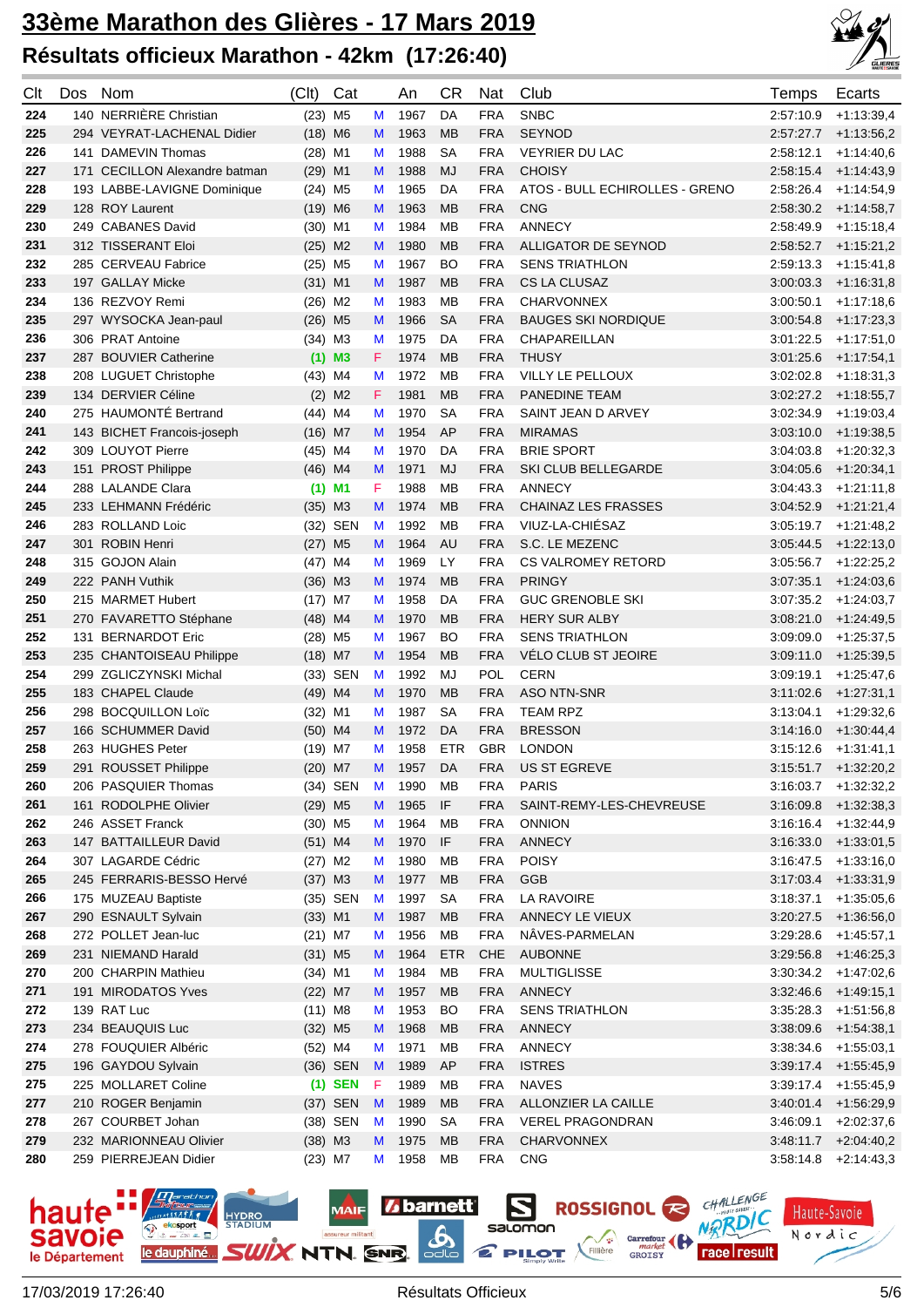# 33ème Marathon des Glières - 17 Mars 2019

## Résultats officieux Marathon - 42km (17:26:40)

| Clt | Dos | Nom | (Clt) | Cat | | An | CR | Nat | Club | Temps | Ecarts |
|---|---|---|---|---|---|---|---|---|---|---|---|
| 224 | 140 | NERRIÈRE Christian | (23) | M5 | M | 1967 | DA | FRA | SNBC | 2:57:10.9 | +1:13:39,4 |
| 225 | 294 | VEYRAT-LACHENAL Didier | (18) | M6 | M | 1963 | MB | FRA | SEYNOD | 2:57:27.7 | +1:13:56,2 |
| 226 | 141 | DAMEVIN Thomas | (28) | M1 | M | 1988 | SA | FRA | VEYRIER DU LAC | 2:58:12.1 | +1:14:40,6 |
| 227 | 171 | CECILLON Alexandre batman | (29) | M1 | M | 1988 | MJ | FRA | CHOISY | 2:58:15.4 | +1:14:43,9 |
| 228 | 193 | LABBE-LAVIGNE Dominique | (24) | M5 | M | 1965 | DA | FRA | ATOS - BULL ECHIROLLES - GRENO | 2:58:26.4 | +1:14:54,9 |
| 229 | 128 | ROY Laurent | (19) | M6 | M | 1963 | MB | FRA | CNG | 2:58:30.2 | +1:14:58,7 |
| 230 | 249 | CABANES David | (30) | M1 | M | 1984 | MB | FRA | ANNECY | 2:58:49.9 | +1:15:18,4 |
| 231 | 312 | TISSERANT Eloi | (25) | M2 | M | 1980 | MB | FRA | ALLIGATOR DE SEYNOD | 2:58:52.7 | +1:15:21,2 |
| 232 | 285 | CERVEAU Fabrice | (25) | M5 | M | 1967 | BO | FRA | SENS TRIATHLON | 2:59:13.3 | +1:15:41,8 |
| 233 | 197 | GALLAY Micke | (31) | M1 | M | 1987 | MB | FRA | CS LA CLUSAZ | 3:00:03.3 | +1:16:31,8 |
| 234 | 136 | REZVOY Remi | (26) | M2 | M | 1983 | MB | FRA | CHARVONNEX | 3:00:50.1 | +1:17:18,6 |
| 235 | 297 | WYSOCKA Jean-paul | (26) | M5 | M | 1966 | SA | FRA | BAUGES SKI NORDIQUE | 3:00:54.8 | +1:17:23,3 |
| 236 | 306 | PRAT Antoine | (34) | M3 | M | 1975 | DA | FRA | CHAPAREILLAN | 3:01:22.5 | +1:17:51,0 |
| 237 | 287 | BOUVIER Catherine | (1) | M3 | F | 1974 | MB | FRA | THUSY | 3:01:25.6 | +1:17:54,1 |
| 238 | 208 | LUGUET Christophe | (43) | M4 | M | 1972 | MB | FRA | VILLY LE PELLOUX | 3:02:02.8 | +1:18:31,3 |
| 239 | 134 | DERVIER Céline | (2) | M2 | F | 1981 | MB | FRA | PANEDINE TEAM | 3:02:27.2 | +1:18:55,7 |
| 240 | 275 | HAUMONTÉ Bertrand | (44) | M4 | M | 1970 | SA | FRA | SAINT JEAN D ARVEY | 3:02:34.9 | +1:19:03,4 |
| 241 | 143 | BICHET Francois-joseph | (16) | M7 | M | 1954 | AP | FRA | MIRAMAS | 3:03:10.0 | +1:19:38,5 |
| 242 | 309 | LOUYOT Pierre | (45) | M4 | M | 1970 | DA | FRA | BRIE SPORT | 3:04:03.8 | +1:20:32,3 |
| 243 | 151 | PROST Philippe | (46) | M4 | M | 1971 | MJ | FRA | SKI CLUB BELLEGARDE | 3:04:05.6 | +1:20:34,1 |
| 244 | 288 | LALANDE Clara | (1) | M1 | F | 1988 | MB | FRA | ANNECY | 3:04:43.3 | +1:21:11,8 |
| 245 | 233 | LEHMANN Frédéric | (35) | M3 | M | 1974 | MB | FRA | CHAINAZ LES FRASSES | 3:04:52.9 | +1:21:21,4 |
| 246 | 283 | ROLLAND Loic | (32) | SEN | M | 1992 | MB | FRA | VIUZ-LA-CHIÉSAZ | 3:05:19.7 | +1:21:48,2 |
| 247 | 301 | ROBIN Henri | (27) | M5 | M | 1964 | AU | FRA | S.C. LE MEZENC | 3:05:44.5 | +1:22:13,0 |
| 248 | 315 | GOJON Alain | (47) | M4 | M | 1969 | LY | FRA | CS VALROMEY RETORD | 3:05:56.7 | +1:22:25,2 |
| 249 | 222 | PANH Vuthik | (36) | M3 | M | 1974 | MB | FRA | PRINGY | 3:07:35.1 | +1:24:03,6 |
| 250 | 215 | MARMET Hubert | (17) | M7 | M | 1958 | DA | FRA | GUC GRENOBLE SKI | 3:07:35.2 | +1:24:03,7 |
| 251 | 270 | FAVARETTO Stéphane | (48) | M4 | M | 1970 | MB | FRA | HERY SUR ALBY | 3:08:21.0 | +1:24:49,5 |
| 252 | 131 | BERNARDOT Eric | (28) | M5 | M | 1967 | BO | FRA | SENS TRIATHLON | 3:09:09.0 | +1:25:37,5 |
| 253 | 235 | CHANTOISEAU Philippe | (18) | M7 | M | 1954 | MB | FRA | VÉLO CLUB ST JEOIRE | 3:09:11.0 | +1:25:39,5 |
| 254 | 299 | ZGLICZYNSKI Michal | (33) | SEN | M | 1992 | MJ | POL | CERN | 3:09:19.1 | +1:25:47,6 |
| 255 | 183 | CHAPEL Claude | (49) | M4 | M | 1970 | MB | FRA | ASO NTN-SNR | 3:11:02.6 | +1:27:31,1 |
| 256 | 298 | BOCQUILLON Loïc | (32) | M1 | M | 1987 | SA | FRA | TEAM RPZ | 3:13:04.1 | +1:29:32,6 |
| 257 | 166 | SCHUMMER David | (50) | M4 | M | 1972 | DA | FRA | BRESSON | 3:14:16.0 | +1:30:44,4 |
| 258 | 263 | HUGHES Peter | (19) | M7 | M | 1958 | ETR | GBR | LONDON | 3:15:12.6 | +1:31:41,1 |
| 259 | 291 | ROUSSET Philippe | (20) | M7 | M | 1957 | DA | FRA | US ST EGREVE | 3:15:51.7 | +1:32:20,2 |
| 260 | 206 | PASQUIER Thomas | (34) | SEN | M | 1990 | MB | FRA | PARIS | 3:16:03.7 | +1:32:32,2 |
| 261 | 161 | RODOLPHE Olivier | (29) | M5 | M | 1965 | IF | FRA | SAINT-REMY-LES-CHEVREUSE | 3:16:09.8 | +1:32:38,3 |
| 262 | 246 | ASSET Franck | (30) | M5 | M | 1964 | MB | FRA | ONNION | 3:16:16.4 | +1:32:44,9 |
| 263 | 147 | BATTAILLEUR David | (51) | M4 | M | 1970 | IF | FRA | ANNECY | 3:16:33.0 | +1:33:01,5 |
| 264 | 307 | LAGARDE Cédric | (27) | M2 | M | 1980 | MB | FRA | POISY | 3:16:47.5 | +1:33:16,0 |
| 265 | 245 | FERRARIS-BESSO Hervé | (37) | M3 | M | 1977 | MB | FRA | GGB | 3:17:03.4 | +1:33:31,9 |
| 266 | 175 | MUZEAU Baptiste | (35) | SEN | M | 1997 | SA | FRA | LA RAVOIRE | 3:18:37.1 | +1:35:05,6 |
| 267 | 290 | ESNAULT Sylvain | (33) | M1 | M | 1987 | MB | FRA | ANNECY LE VIEUX | 3:20:27.5 | +1:36:56,0 |
| 268 | 272 | POLLET Jean-luc | (21) | M7 | M | 1956 | MB | FRA | NÂVES-PARMELAN | 3:29:28.6 | +1:45:57,1 |
| 269 | 231 | NIEMAND Harald | (31) | M5 | M | 1964 | ETR | CHE | AUBONNE | 3:29:56.8 | +1:46:25,3 |
| 270 | 200 | CHARPIN Mathieu | (34) | M1 | M | 1984 | MB | FRA | MULTIGLISSE | 3:30:34.2 | +1:47:02,6 |
| 271 | 191 | MIRODATOS Yves | (22) | M7 | M | 1957 | MB | FRA | ANNECY | 3:32:46.6 | +1:49:15,1 |
| 272 | 139 | RAT Luc | (11) | M8 | M | 1953 | BO | FRA | SENS TRIATHLON | 3:35:28.3 | +1:51:56,8 |
| 273 | 234 | BEAUQUIS Luc | (32) | M5 | M | 1968 | MB | FRA | ANNECY | 3:38:09.6 | +1:54:38,1 |
| 274 | 278 | FOUQUIER Albéric | (52) | M4 | M | 1971 | MB | FRA | ANNECY | 3:38:34.6 | +1:55:03,1 |
| 275 | 196 | GAYDOU Sylvain | (36) | SEN | M | 1989 | AP | FRA | ISTRES | 3:39:17.4 | +1:55:45,9 |
| 275 | 225 | MOLLARET Coline | (1) | SEN | F | 1989 | MB | FRA | NAVES | 3:39:17.4 | +1:55:45,9 |
| 277 | 210 | ROGER Benjamin | (37) | SEN | M | 1989 | MB | FRA | ALLONZIER LA CAILLE | 3:40:01.4 | +1:56:29,9 |
| 278 | 267 | COURBET Johan | (38) | SEN | M | 1990 | SA | FRA | VEREL PRAGONDRAN | 3:46:09.1 | +2:02:37,6 |
| 279 | 232 | MARIONNEAU Olivier | (38) | M3 | M | 1975 | MB | FRA | CHARVONNEX | 3:48:11.7 | +2:04:40,2 |
| 280 | 259 | PIERREJEAN Didier | (23) | M7 | M | 1958 | MB | FRA | CNG | 3:58:14.8 | +2:14:43,3 |

17/03/2019 17:26:40 Résultats Officieux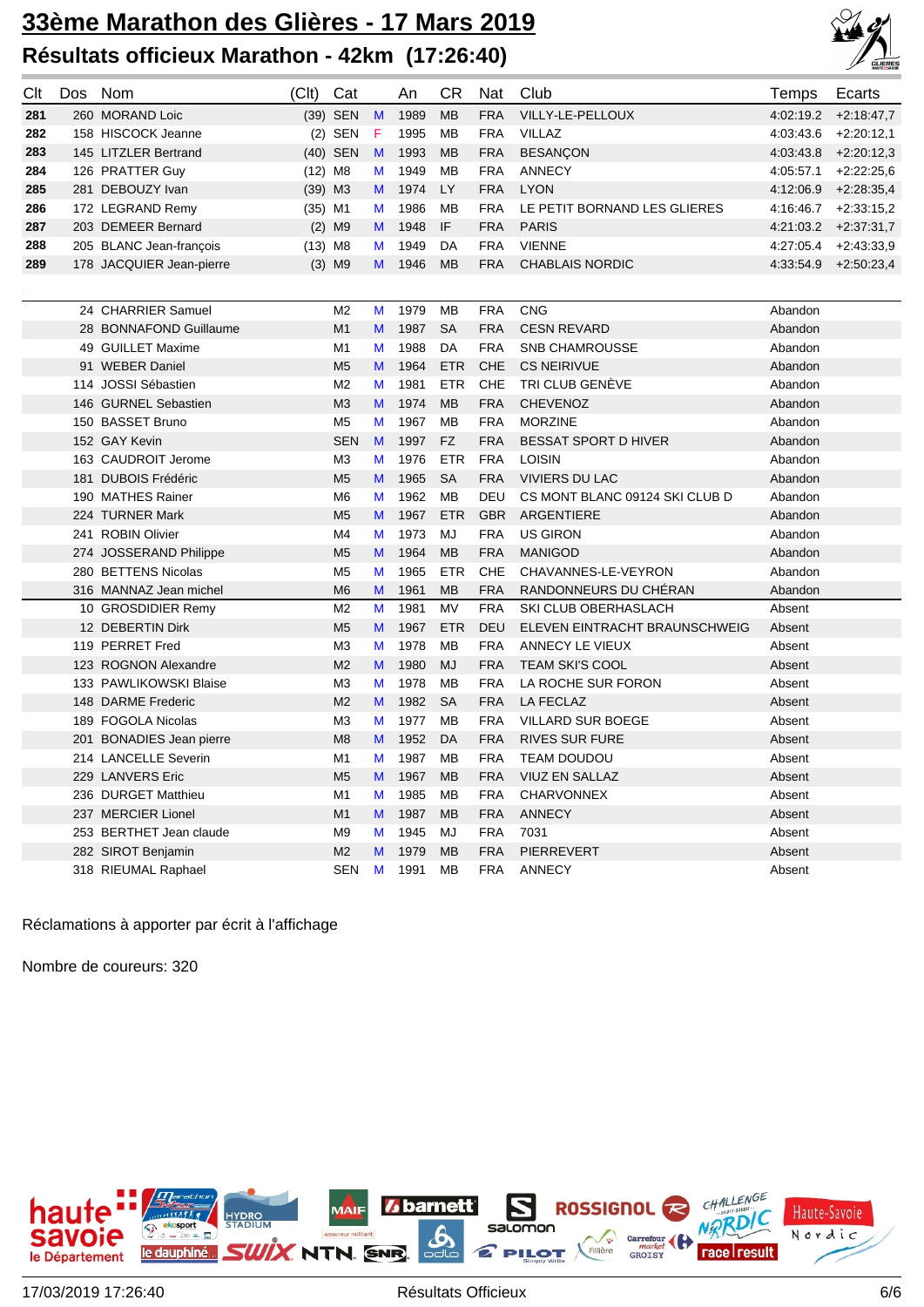# 33ème Marathon des Glières - 17 Mars 2019

## Résultats officieux Marathon - 42km (17:26:40)

| Clt | Dos | Nom | (Clt) | Cat | | An | CR | Nat | Club | Temps | Ecarts |
|---|---|---|---|---|---|---|---|---|---|---|---|
| **281** | 260 | MORAND Loic | (39) | SEN | M | 1989 | MB | FRA | VILLY-LE-PELLOUX | 4:02:19.2 | +2:18:47,7 |
| **282** | 158 | HISCOCK Jeanne | (2) | SEN | F | 1995 | MB | FRA | VILLAZ | 4:03:43.6 | +2:20:12,1 |
| **283** | 145 | LITZLER Bertrand | (40) | SEN | M | 1993 | MB | FRA | BESANÇON | 4:03:43.8 | +2:20:12,3 |
| **284** | 126 | PRATTER Guy | (12) | M8 | M | 1949 | MB | FRA | ANNECY | 4:05:57.1 | +2:22:25,6 |
| **285** | 281 | DEBOUZY Ivan | (39) | M3 | M | 1974 | LY | FRA | LYON | 4:12:06.9 | +2:28:35,4 |
| **286** | 172 | LEGRAND Remy | (35) | M1 | M | 1986 | MB | FRA | LE PETIT BORNAND LES GLIERES | 4:16:46.7 | +2:33:15,2 |
| **287** | 203 | DEMEER Bernard | (2) | M9 | M | 1948 | IF | FRA | PARIS | 4:21:03.2 | +2:37:31,7 |
| **288** | 205 | BLANC Jean-françois | (13) | M8 | M | 1949 | DA | FRA | VIENNE | 4:27:05.4 | +2:43:33,9 |
| **289** | 178 | JACQUIER Jean-pierre | (3) | M9 | M | 1946 | MB | FRA | CHABLAIS NORDIC | 4:33:54.9 | +2:50:23,4 |
| | 24 | CHARRIER Samuel | | M2 | M | 1979 | MB | FRA | CNG | Abandon | |
| | 28 | BONNAFOND Guillaume | | M1 | M | 1987 | SA | FRA | CESN REVARD | Abandon | |
| | 49 | GUILLET Maxime | | M1 | M | 1988 | DA | FRA | SNB CHAMROUSSE | Abandon | |
| | 91 | WEBER Daniel | | M5 | M | 1964 | ETR | CHE | CS NEIRIVUE | Abandon | |
| | 114 | JOSSI Sébastien | | M2 | M | 1981 | ETR | CHE | TRI CLUB GENÈVE | Abandon | |
| | 146 | GURNEL Sebastien | | M3 | M | 1974 | MB | FRA | CHEVENOZ | Abandon | |
| | 150 | BASSET Bruno | | M5 | M | 1967 | MB | FRA | MORZINE | Abandon | |
| | 152 | GAY Kevin | | SEN | M | 1997 | FZ | FRA | BESSAT SPORT D HIVER | Abandon | |
| | 163 | CAUDROIT Jerome | | M3 | M | 1976 | ETR | FRA | LOISIN | Abandon | |
| | 181 | DUBOIS Frédéric | | M5 | M | 1965 | SA | FRA | VIVIERS DU LAC | Abandon | |
| | 190 | MATHES Rainer | | M6 | M | 1962 | MB | DEU | CS MONT BLANC 09124 SKI CLUB D | Abandon | |
| | 224 | TURNER Mark | | M5 | M | 1967 | ETR | GBR | ARGENTIERE | Abandon | |
| | 241 | ROBIN Olivier | | M4 | M | 1973 | MJ | FRA | US GIRON | Abandon | |
| | 274 | JOSSERAND Philippe | | M5 | M | 1964 | MB | FRA | MANIGOD | Abandon | |
| | 280 | BETTENS Nicolas | | M5 | M | 1965 | ETR | CHE | CHAVANNES-LE-VEYRON | Abandon | |
| | 316 | MANNAZ Jean michel | | M6 | M | 1961 | MB | FRA | RANDONNEURS DU CHÉRAN | Abandon | |
| | 10 | GROSDIDIER Remy | | M2 | M | 1981 | MV | FRA | SKI CLUB OBERHASLACH | Absent | |
| | 12 | DEBERTIN Dirk | | M5 | M | 1967 | ETR | DEU | ELEVEN EINTRACHT BRAUNSCHWEIG | Absent | |
| | 119 | PERRET Fred | | M3 | M | 1978 | MB | FRA | ANNECY LE VIEUX | Absent | |
| | 123 | ROGNON Alexandre | | M2 | M | 1980 | MJ | FRA | TEAM SKI'S COOL | Absent | |
| | 133 | PAWLIKOWSKI Blaise | | M3 | M | 1978 | MB | FRA | LA ROCHE SUR FORON | Absent | |
| | 148 | DARME Frederic | | M2 | M | 1982 | SA | FRA | LA FECLAZ | Absent | |
| | 189 | FOGOLA Nicolas | | M3 | M | 1977 | MB | FRA | VILLARD SUR BOEGE | Absent | |
| | 201 | BONADIES Jean pierre | | M8 | M | 1952 | DA | FRA | RIVES SUR FURE | Absent | |
| | 214 | LANCELLE Severin | | M1 | M | 1987 | MB | FRA | TEAM DOUDOU | Absent | |
| | 229 | LANVERS Eric | | M5 | M | 1967 | MB | FRA | VIUZ EN SALLAZ | Absent | |
| | 236 | DURGET Matthieu | | M1 | M | 1985 | MB | FRA | CHARVONNEX | Absent | |
| | 237 | MERCIER Lionel | | M1 | M | 1987 | MB | FRA | ANNECY | Absent | |
| | 253 | BERTHET Jean claude | | M9 | M | 1945 | MJ | FRA | 7031 | Absent | |
| | 282 | SIROT Benjamin | | M2 | M | 1979 | MB | FRA | PIERREVERT | Absent | |
| | 318 | RIEUMAL Raphael | | SEN | M | 1991 | MB | FRA | ANNECY | Absent | |

Réclamations à apporter par écrit à l'affichage

Nombre de coureurs: 320

17/03/2019 17:26:40 — Résultats Officiels